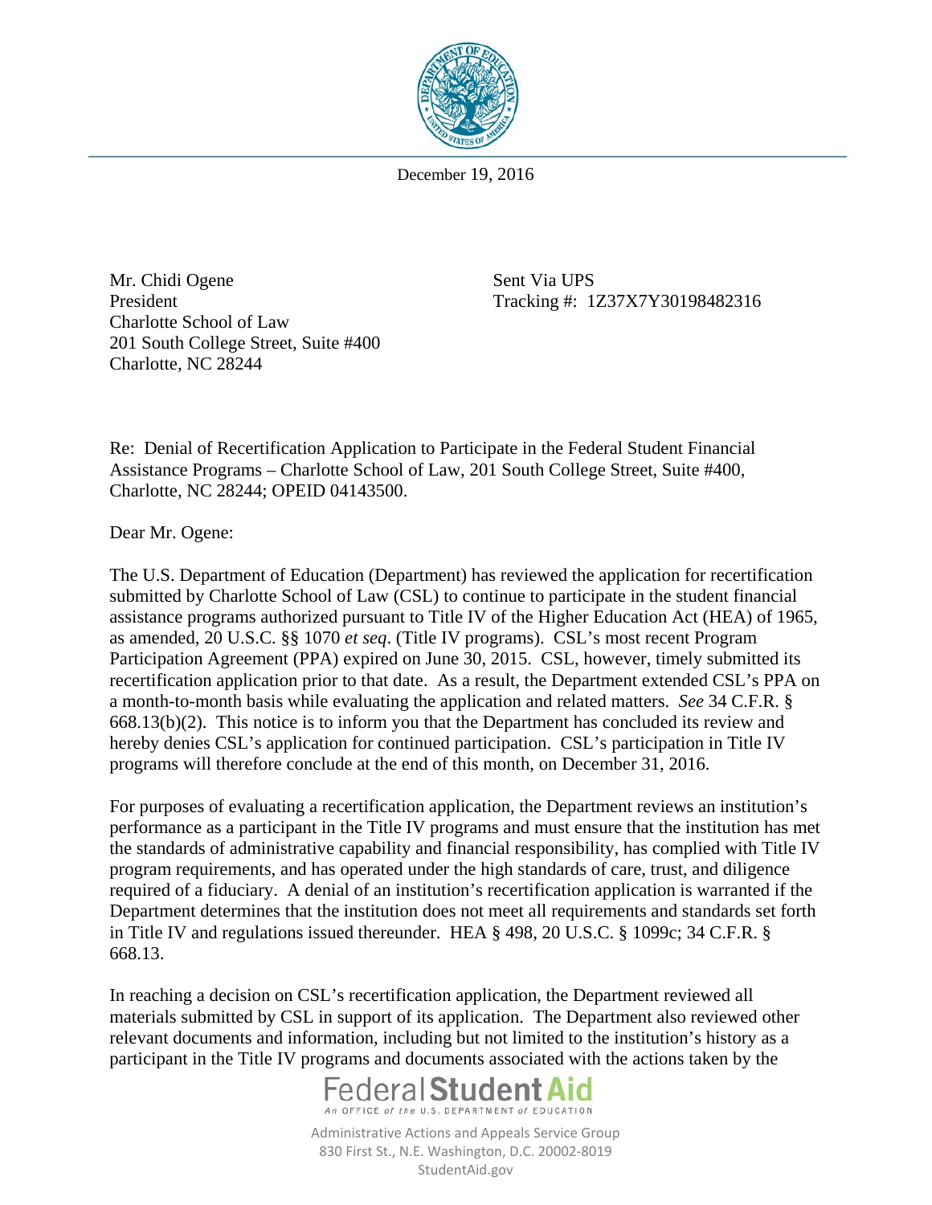December 19, 2016

Mr. Chidi Ogene
President
Charlotte School of Law
201 South College Street, Suite #400
Charlotte, NC 28244

Sent Via UPS
Tracking #: 1Z37X7Y30198482316

Re: Denial of Recertification Application to Participate in the Federal Student Financial Assistance Programs – Charlotte School of Law, 201 South College Street, Suite #400, Charlotte, NC 28244; OPEID 04143500.

Dear Mr. Ogene:

The U.S. Department of Education (Department) has reviewed the application for recertification submitted by Charlotte School of Law (CSL) to continue to participate in the student financial assistance programs authorized pursuant to Title IV of the Higher Education Act (HEA) of 1965, as amended, 20 U.S.C. §§ 1070 *et seq*. (Title IV programs). CSL's most recent Program Participation Agreement (PPA) expired on June 30, 2015. CSL, however, timely submitted its recertification application prior to that date. As a result, the Department extended CSL's PPA on a month-to-month basis while evaluating the application and related matters. *See* 34 C.F.R. § 668.13(b)(2). This notice is to inform you that the Department has concluded its review and hereby denies CSL's application for continued participation. CSL's participation in Title IV programs will therefore conclude at the end of this month, on December 31, 2016.

For purposes of evaluating a recertification application, the Department reviews an institution's performance as a participant in the Title IV programs and must ensure that the institution has met the standards of administrative capability and financial responsibility, has complied with Title IV program requirements, and has operated under the high standards of care, trust, and diligence required of a fiduciary. A denial of an institution's recertification application is warranted if the Department determines that the institution does not meet all requirements and standards set forth in Title IV and regulations issued thereunder. HEA § 498, 20 U.S.C. § 1099c; 34 C.F.R. § 668.13.

In reaching a decision on CSL's recertification application, the Department reviewed all materials submitted by CSL in support of its application. The Department also reviewed other relevant documents and information, including but not limited to the institution's history as a participant in the Title IV programs and documents associated with the actions taken by the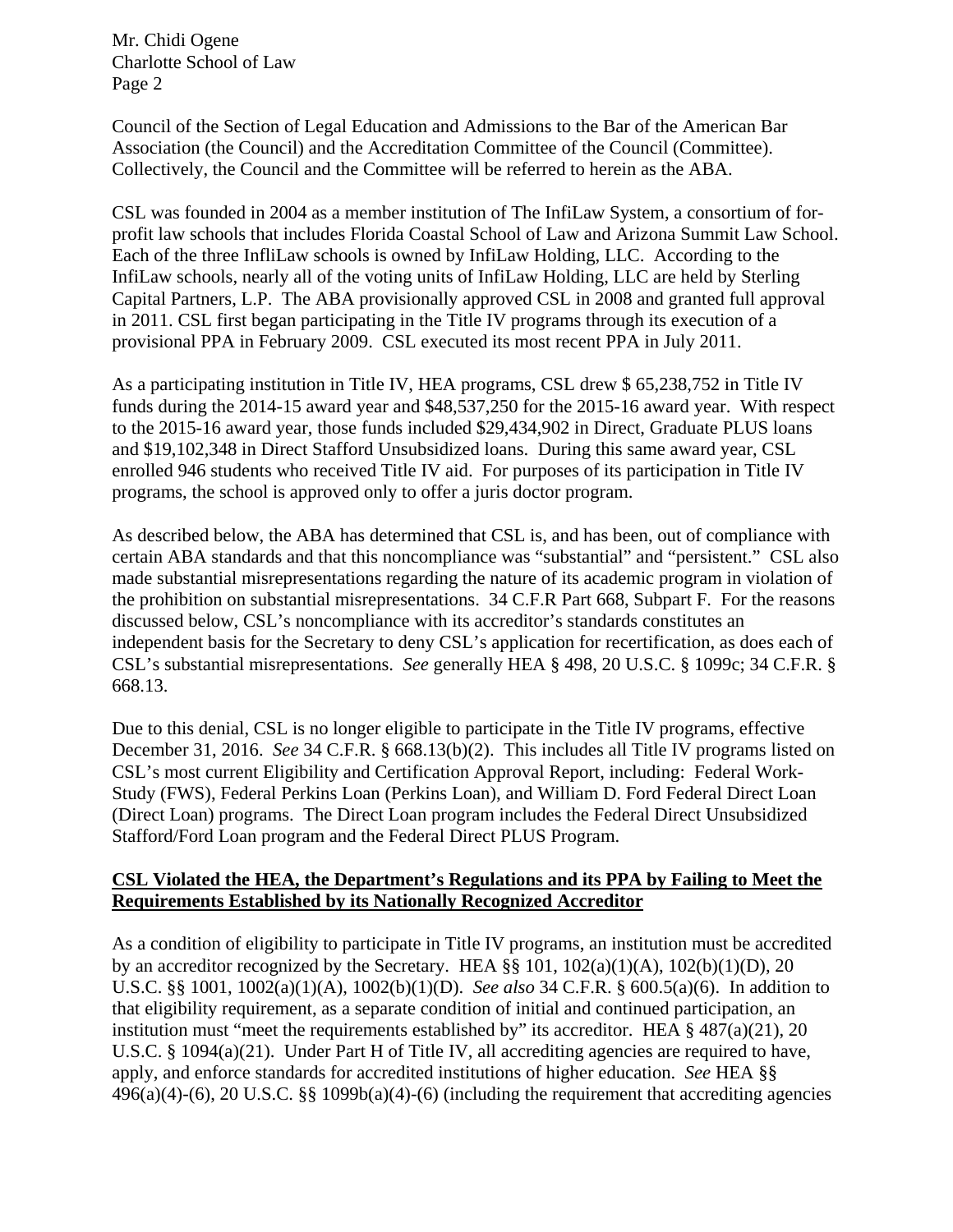Council of the Section of Legal Education and Admissions to the Bar of the American Bar Association (the Council) and the Accreditation Committee of the Council (Committee). Collectively, the Council and the Committee will be referred to herein as the ABA.

CSL was founded in 2004 as a member institution of The InfiLaw System, a consortium of for-profit law schools that includes Florida Coastal School of Law and Arizona Summit Law School. Each of the three InfliLaw schools is owned by InfiLaw Holding, LLC. According to the InfiLaw schools, nearly all of the voting units of InfiLaw Holding, LLC are held by Sterling Capital Partners, L.P. The ABA provisionally approved CSL in 2008 and granted full approval in 2011. CSL first began participating in the Title IV programs through its execution of a provisional PPA in February 2009. CSL executed its most recent PPA in July 2011.

As a participating institution in Title IV, HEA programs, CSL drew $ 65,238,752 in Title IV funds during the 2014-15 award year and $48,537,250 for the 2015-16 award year. With respect to the 2015-16 award year, those funds included $29,434,902 in Direct, Graduate PLUS loans and $19,102,348 in Direct Stafford Unsubsidized loans. During this same award year, CSL enrolled 946 students who received Title IV aid. For purposes of its participation in Title IV programs, the school is approved only to offer a juris doctor program.

As described below, the ABA has determined that CSL is, and has been, out of compliance with certain ABA standards and that this noncompliance was "substantial" and "persistent." CSL also made substantial misrepresentations regarding the nature of its academic program in violation of the prohibition on substantial misrepresentations. 34 C.F.R Part 668, Subpart F. For the reasons discussed below, CSL's noncompliance with its accreditor's standards constitutes an independent basis for the Secretary to deny CSL's application for recertification, as does each of CSL's substantial misrepresentations. *See* generally HEA § 498, 20 U.S.C. § 1099c; 34 C.F.R. § 668.13.

Due to this denial, CSL is no longer eligible to participate in the Title IV programs, effective December 31, 2016. *See* 34 C.F.R. § 668.13(b)(2). This includes all Title IV programs listed on CSL's most current Eligibility and Certification Approval Report, including: Federal Work-Study (FWS), Federal Perkins Loan (Perkins Loan), and William D. Ford Federal Direct Loan (Direct Loan) programs. The Direct Loan program includes the Federal Direct Unsubsidized Stafford/Ford Loan program and the Federal Direct PLUS Program.

**<u>CSL Violated the HEA, the Department's Regulations and its PPA by Failing to Meet the Requirements Established by its Nationally Recognized Accreditor</u>**

As a condition of eligibility to participate in Title IV programs, an institution must be accredited by an accreditor recognized by the Secretary. HEA §§ 101, 102(a)(1)(A), 102(b)(1)(D), 20 U.S.C. §§ 1001, 1002(a)(1)(A), 1002(b)(1)(D). *See also* 34 C.F.R. § 600.5(a)(6). In addition to that eligibility requirement, as a separate condition of initial and continued participation, an institution must "meet the requirements established by" its accreditor. HEA § 487(a)(21), 20 U.S.C. § 1094(a)(21). Under Part H of Title IV, all accrediting agencies are required to have, apply, and enforce standards for accredited institutions of higher education. *See* HEA §§ 496(a)(4)-(6), 20 U.S.C. §§ 1099b(a)(4)-(6) (including the requirement that accrediting agencies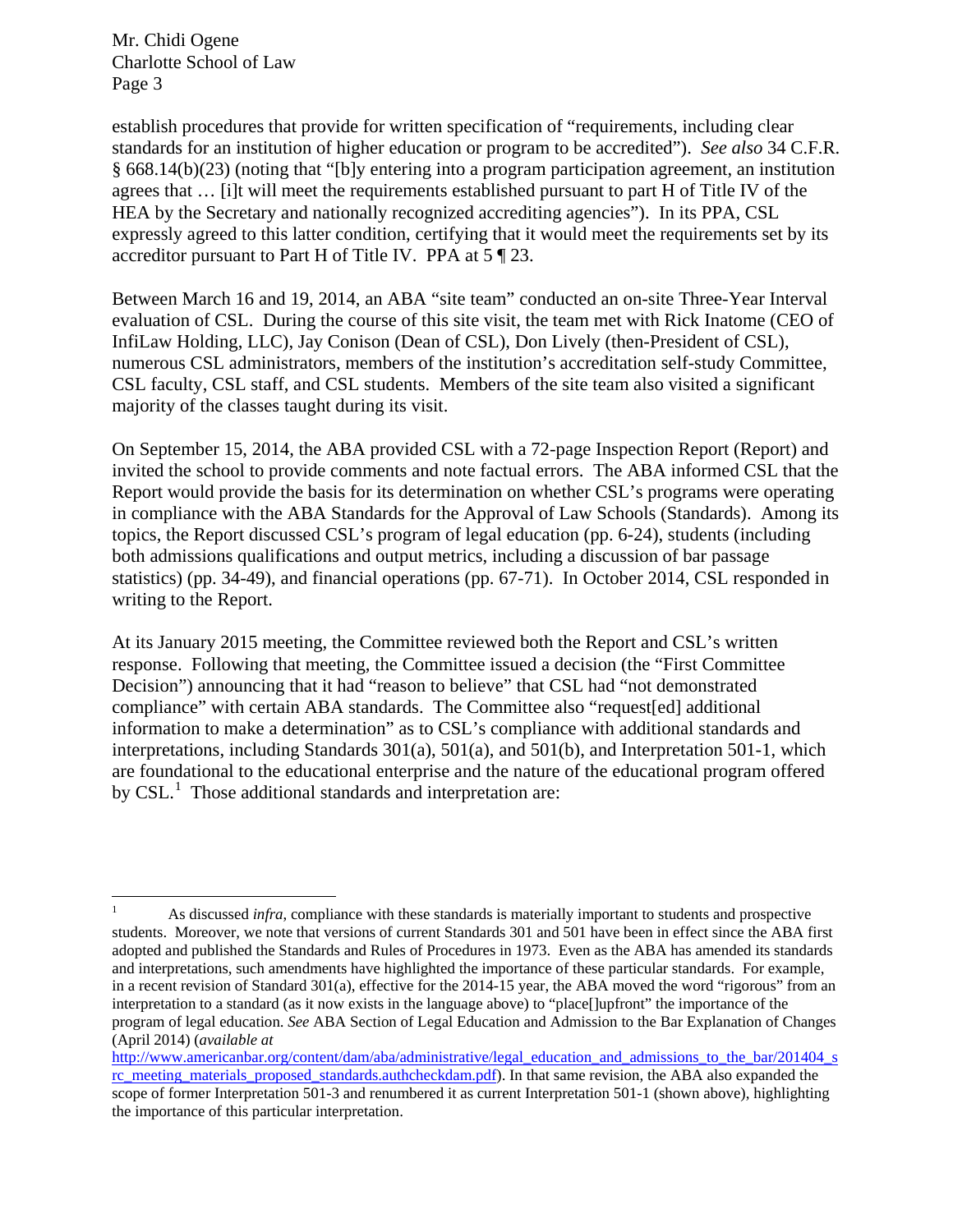establish procedures that provide for written specification of "requirements, including clear standards for an institution of higher education or program to be accredited"). *See also* 34 C.F.R. § 668.14(b)(23) (noting that "[b]y entering into a program participation agreement, an institution agrees that … [i]t will meet the requirements established pursuant to part H of Title IV of the HEA by the Secretary and nationally recognized accrediting agencies"). In its PPA, CSL expressly agreed to this latter condition, certifying that it would meet the requirements set by its accreditor pursuant to Part H of Title IV. PPA at 5 ¶ 23.

Between March 16 and 19, 2014, an ABA "site team" conducted an on-site Three-Year Interval evaluation of CSL. During the course of this site visit, the team met with Rick Inatome (CEO of InfiLaw Holding, LLC), Jay Conison (Dean of CSL), Don Lively (then-President of CSL), numerous CSL administrators, members of the institution's accreditation self-study Committee, CSL faculty, CSL staff, and CSL students. Members of the site team also visited a significant majority of the classes taught during its visit.

On September 15, 2014, the ABA provided CSL with a 72-page Inspection Report (Report) and invited the school to provide comments and note factual errors. The ABA informed CSL that the Report would provide the basis for its determination on whether CSL's programs were operating in compliance with the ABA Standards for the Approval of Law Schools (Standards). Among its topics, the Report discussed CSL's program of legal education (pp. 6-24), students (including both admissions qualifications and output metrics, including a discussion of bar passage statistics) (pp. 34-49), and financial operations (pp. 67-71). In October 2014, CSL responded in writing to the Report.

At its January 2015 meeting, the Committee reviewed both the Report and CSL's written response. Following that meeting, the Committee issued a decision (the "First Committee Decision") announcing that it had "reason to believe" that CSL had "not demonstrated compliance" with certain ABA standards. The Committee also "request[ed] additional information to make a determination" as to CSL's compliance with additional standards and interpretations, including Standards 301(a), 501(a), and 501(b), and Interpretation 501-1, which are foundational to the educational enterprise and the nature of the educational program offered by CSL.[1] Those additional standards and interpretation are:

---

[1] As discussed *infra*, compliance with these standards is materially important to students and prospective students. Moreover, we note that versions of current Standards 301 and 501 have been in effect since the ABA first adopted and published the Standards and Rules of Procedures in 1973. Even as the ABA has amended its standards and interpretations, such amendments have highlighted the importance of these particular standards. For example, in a recent revision of Standard 301(a), effective for the 2014-15 year, the ABA moved the word "rigorous" from an interpretation to a standard (as it now exists in the language above) to "place[]upfront" the importance of the program of legal education. *See* ABA Section of Legal Education and Admission to the Bar Explanation of Changes (April 2014) (*available at* http://www.americanbar.org/content/dam/aba/administrative/legal_education_and_admissions_to_the_bar/201404_src_meeting_materials_proposed_standards.authcheckdam.pdf). In that same revision, the ABA also expanded the scope of former Interpretation 501-3 and renumbered it as current Interpretation 501-1 (shown above), highlighting the importance of this particular interpretation.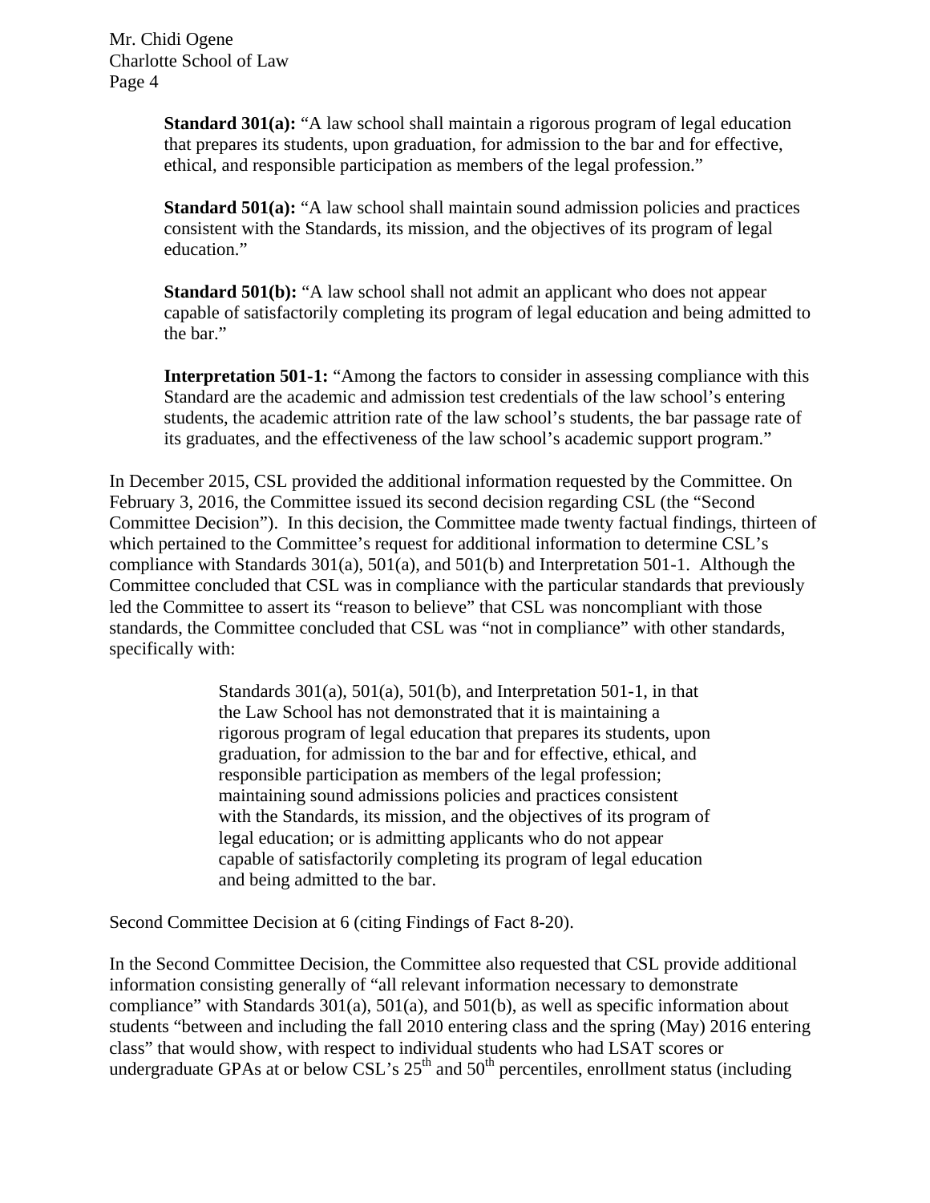**Standard 301(a):** "A law school shall maintain a rigorous program of legal education that prepares its students, upon graduation, for admission to the bar and for effective, ethical, and responsible participation as members of the legal profession."

**Standard 501(a):** "A law school shall maintain sound admission policies and practices consistent with the Standards, its mission, and the objectives of its program of legal education."

**Standard 501(b):** "A law school shall not admit an applicant who does not appear capable of satisfactorily completing its program of legal education and being admitted to the bar."

**Interpretation 501-1:** "Among the factors to consider in assessing compliance with this Standard are the academic and admission test credentials of the law school's entering students, the academic attrition rate of the law school's students, the bar passage rate of its graduates, and the effectiveness of the law school's academic support program."

In December 2015, CSL provided the additional information requested by the Committee. On February 3, 2016, the Committee issued its second decision regarding CSL (the "Second Committee Decision"). In this decision, the Committee made twenty factual findings, thirteen of which pertained to the Committee's request for additional information to determine CSL's compliance with Standards 301(a), 501(a), and 501(b) and Interpretation 501-1. Although the Committee concluded that CSL was in compliance with the particular standards that previously led the Committee to assert its "reason to believe" that CSL was noncompliant with those standards, the Committee concluded that CSL was "not in compliance" with other standards, specifically with:

> Standards 301(a), 501(a), 501(b), and Interpretation 501-1, in that the Law School has not demonstrated that it is maintaining a rigorous program of legal education that prepares its students, upon graduation, for admission to the bar and for effective, ethical, and responsible participation as members of the legal profession; maintaining sound admissions policies and practices consistent with the Standards, its mission, and the objectives of its program of legal education; or is admitting applicants who do not appear capable of satisfactorily completing its program of legal education and being admitted to the bar.

Second Committee Decision at 6 (citing Findings of Fact 8-20).

In the Second Committee Decision, the Committee also requested that CSL provide additional information consisting generally of "all relevant information necessary to demonstrate compliance" with Standards 301(a), 501(a), and 501(b), as well as specific information about students "between and including the fall 2010 entering class and the spring (May) 2016 entering class" that would show, with respect to individual students who had LSAT scores or undergraduate GPAs at or below CSL's 25th and 50th percentiles, enrollment status (including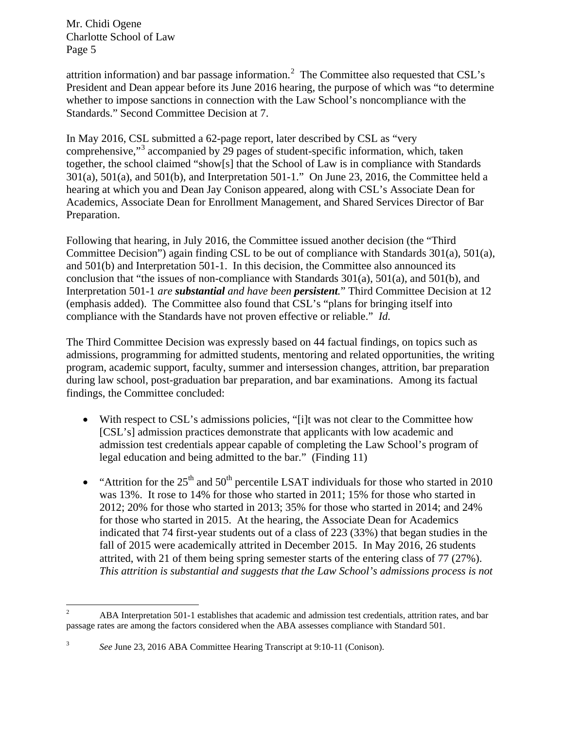attrition information) and bar passage information.[2] The Committee also requested that CSL's President and Dean appear before its June 2016 hearing, the purpose of which was "to determine whether to impose sanctions in connection with the Law School's noncompliance with the Standards." Second Committee Decision at 7.

In May 2016, CSL submitted a 62-page report, later described by CSL as "very comprehensive,"[3] accompanied by 29 pages of student-specific information, which, taken together, the school claimed "show[s] that the School of Law is in compliance with Standards 301(a), 501(a), and 501(b), and Interpretation 501-1." On June 23, 2016, the Committee held a hearing at which you and Dean Jay Conison appeared, along with CSL's Associate Dean for Academics, Associate Dean for Enrollment Management, and Shared Services Director of Bar Preparation.

Following that hearing, in July 2016, the Committee issued another decision (the "Third Committee Decision") again finding CSL to be out of compliance with Standards 301(a), 501(a), and 501(b) and Interpretation 501-1. In this decision, the Committee also announced its conclusion that "the issues of non-compliance with Standards 301(a), 501(a), and 501(b), and Interpretation 501-1 *are **substantial** and have been **persistent**.*" Third Committee Decision at 12 (emphasis added). The Committee also found that CSL's "plans for bringing itself into compliance with the Standards have not proven effective or reliable." *Id.*

The Third Committee Decision was expressly based on 44 factual findings, on topics such as admissions, programming for admitted students, mentoring and related opportunities, the writing program, academic support, faculty, summer and intersession changes, attrition, bar preparation during law school, post-graduation bar preparation, and bar examinations. Among its factual findings, the Committee concluded:

- With respect to CSL's admissions policies, "[i]t was not clear to the Committee how [CSL's] admission practices demonstrate that applicants with low academic and admission test credentials appear capable of completing the Law School's program of legal education and being admitted to the bar." (Finding 11)

- "Attrition for the 25th and 50th percentile LSAT individuals for those who started in 2010 was 13%. It rose to 14% for those who started in 2011; 15% for those who started in 2012; 20% for those who started in 2013; 35% for those who started in 2014; and 24% for those who started in 2015. At the hearing, the Associate Dean for Academics indicated that 74 first-year students out of a class of 223 (33%) that began studies in the fall of 2015 were academically attrited in December 2015. In May 2016, 26 students attrited, with 21 of them being spring semester starts of the entering class of 77 (27%). *This attrition is substantial and suggests that the Law School's admissions process is not*

---

[2] ABA Interpretation 501-1 establishes that academic and admission test credentials, attrition rates, and bar passage rates are among the factors considered when the ABA assesses compliance with Standard 501.

[3] *See* June 23, 2016 ABA Committee Hearing Transcript at 9:10-11 (Conison).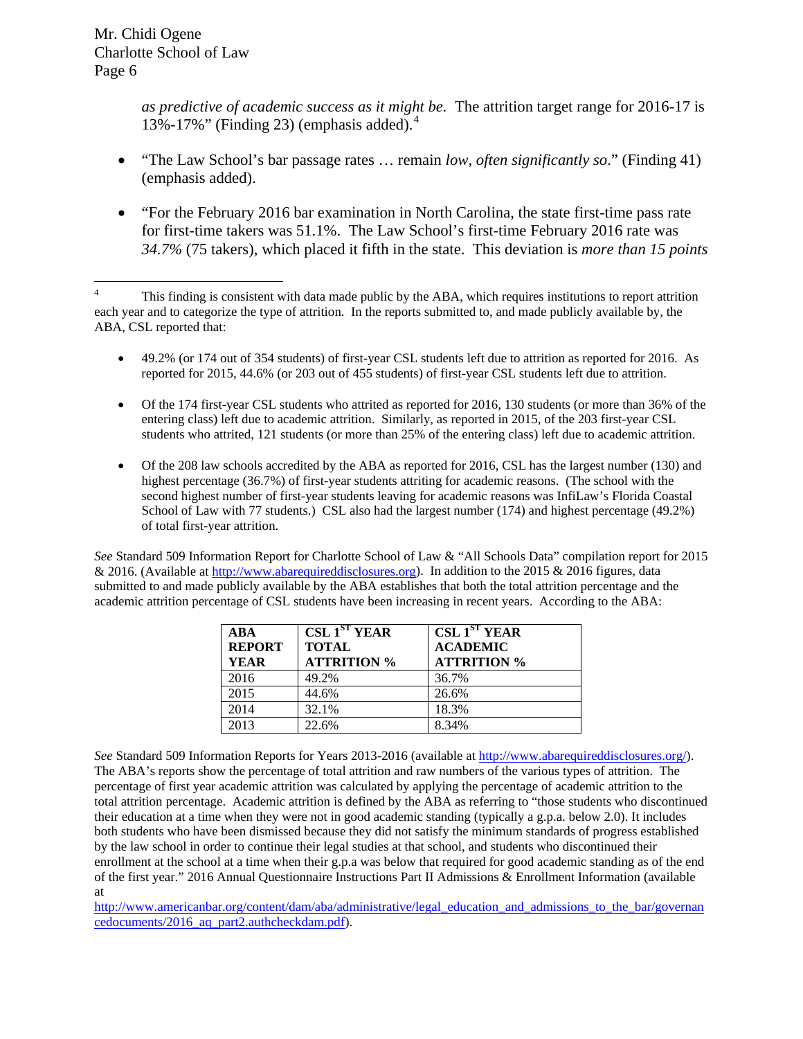*as predictive of academic success as it might be.* The attrition target range for 2016-17 is 13%-17%" (Finding 23) (emphasis added).[4]

- "The Law School's bar passage rates … remain *low, often significantly so*." (Finding 41) (emphasis added).

- "For the February 2016 bar examination in North Carolina, the state first-time pass rate for first-time takers was 51.1%. The Law School's first-time February 2016 rate was *34.7%* (75 takers), which placed it fifth in the state. This deviation is *more than 15 points*

---

[4] This finding is consistent with data made public by the ABA, which requires institutions to report attrition each year and to categorize the type of attrition. In the reports submitted to, and made publicly available by, the ABA, CSL reported that:

- 49.2% (or 174 out of 354 students) of first-year CSL students left due to attrition as reported for 2016. As reported for 2015, 44.6% (or 203 out of 455 students) of first-year CSL students left due to attrition.

- Of the 174 first-year CSL students who attrited as reported for 2016, 130 students (or more than 36% of the entering class) left due to academic attrition. Similarly, as reported in 2015, of the 203 first-year CSL students who attrited, 121 students (or more than 25% of the entering class) left due to academic attrition.

- Of the 208 law schools accredited by the ABA as reported for 2016, CSL has the largest number (130) and highest percentage (36.7%) of first-year students attriting for academic reasons. (The school with the second highest number of first-year students leaving for academic reasons was InfiLaw's Florida Coastal School of Law with 77 students.) CSL also had the largest number (174) and highest percentage (49.2%) of total first-year attrition.

*See* Standard 509 Information Report for Charlotte School of Law & "All Schools Data" compilation report for 2015 & 2016. (Available at http://www.abarequireddisclosures.org). In addition to the 2015 & 2016 figures, data submitted to and made publicly available by the ABA establishes that both the total attrition percentage and the academic attrition percentage of CSL students have been increasing in recent years. According to the ABA:

| ABA REPORT YEAR | CSL 1ST YEAR TOTAL ATTRITION % | CSL 1ST YEAR ACADEMIC ATTRITION % |
|---|---|---|
| 2016 | 49.2% | 36.7% |
| 2015 | 44.6% | 26.6% |
| 2014 | 32.1% | 18.3% |
| 2013 | 22.6% | 8.34% |

*See* Standard 509 Information Reports for Years 2013-2016 (available at http://www.abarequireddisclosures.org/). The ABA's reports show the percentage of total attrition and raw numbers of the various types of attrition. The percentage of first year academic attrition was calculated by applying the percentage of academic attrition to the total attrition percentage. Academic attrition is defined by the ABA as referring to "those students who discontinued their education at a time when they were not in good academic standing (typically a g.p.a. below 2.0). It includes both students who have been dismissed because they did not satisfy the minimum standards of progress established by the law school in order to continue their legal studies at that school, and students who discontinued their enrollment at the school at a time when their g.p.a was below that required for good academic standing as of the end of the first year." 2016 Annual Questionnaire Instructions Part II Admissions & Enrollment Information (available at http://www.americanbar.org/content/dam/aba/administrative/legal_education_and_admissions_to_the_bar/governancedocuments/2016_aq_part2.authcheckdam.pdf).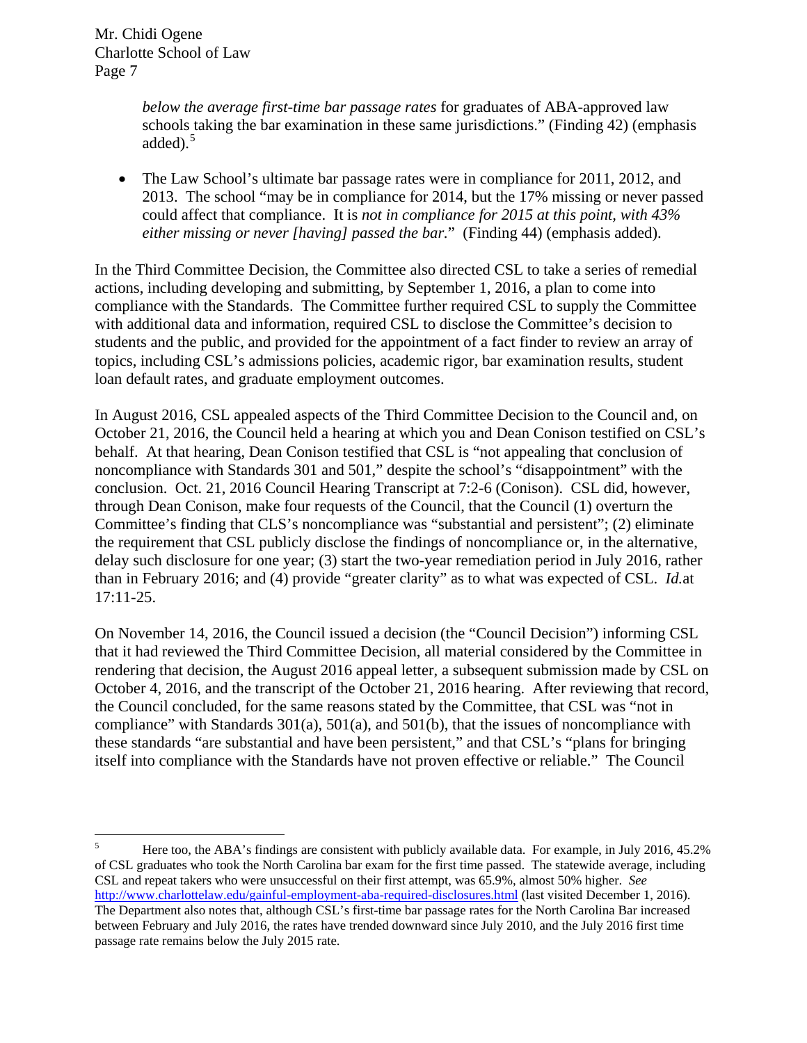*below the average first-time bar passage rates* for graduates of ABA-approved law schools taking the bar examination in these same jurisdictions." (Finding 42) (emphasis added).[5]

- The Law School's ultimate bar passage rates were in compliance for 2011, 2012, and 2013. The school "may be in compliance for 2014, but the 17% missing or never passed could affect that compliance. It is *not in compliance for 2015 at this point, with 43% either missing or never [having] passed the bar.*" (Finding 44) (emphasis added).

In the Third Committee Decision, the Committee also directed CSL to take a series of remedial actions, including developing and submitting, by September 1, 2016, a plan to come into compliance with the Standards. The Committee further required CSL to supply the Committee with additional data and information, required CSL to disclose the Committee's decision to students and the public, and provided for the appointment of a fact finder to review an array of topics, including CSL's admissions policies, academic rigor, bar examination results, student loan default rates, and graduate employment outcomes.

In August 2016, CSL appealed aspects of the Third Committee Decision to the Council and, on October 21, 2016, the Council held a hearing at which you and Dean Conison testified on CSL's behalf. At that hearing, Dean Conison testified that CSL is "not appealing that conclusion of noncompliance with Standards 301 and 501," despite the school's "disappointment" with the conclusion. Oct. 21, 2016 Council Hearing Transcript at 7:2-6 (Conison). CSL did, however, through Dean Conison, make four requests of the Council, that the Council (1) overturn the Committee's finding that CLS's noncompliance was "substantial and persistent"; (2) eliminate the requirement that CSL publicly disclose the findings of noncompliance or, in the alternative, delay such disclosure for one year; (3) start the two-year remediation period in July 2016, rather than in February 2016; and (4) provide "greater clarity" as to what was expected of CSL. *Id.*at 17:11-25.

On November 14, 2016, the Council issued a decision (the "Council Decision") informing CSL that it had reviewed the Third Committee Decision, all material considered by the Committee in rendering that decision, the August 2016 appeal letter, a subsequent submission made by CSL on October 4, 2016, and the transcript of the October 21, 2016 hearing. After reviewing that record, the Council concluded, for the same reasons stated by the Committee, that CSL was "not in compliance" with Standards 301(a), 501(a), and 501(b), that the issues of noncompliance with these standards "are substantial and have been persistent," and that CSL's "plans for bringing itself into compliance with the Standards have not proven effective or reliable." The Council

---

[5] Here too, the ABA's findings are consistent with publicly available data. For example, in July 2016, 45.2% of CSL graduates who took the North Carolina bar exam for the first time passed. The statewide average, including CSL and repeat takers who were unsuccessful on their first attempt, was 65.9%, almost 50% higher. *See* http://www.charlottelaw.edu/gainful-employment-aba-required-disclosures.html (last visited December 1, 2016). The Department also notes that, although CSL's first-time bar passage rates for the North Carolina Bar increased between February and July 2016, the rates have trended downward since July 2010, and the July 2016 first time passage rate remains below the July 2015 rate.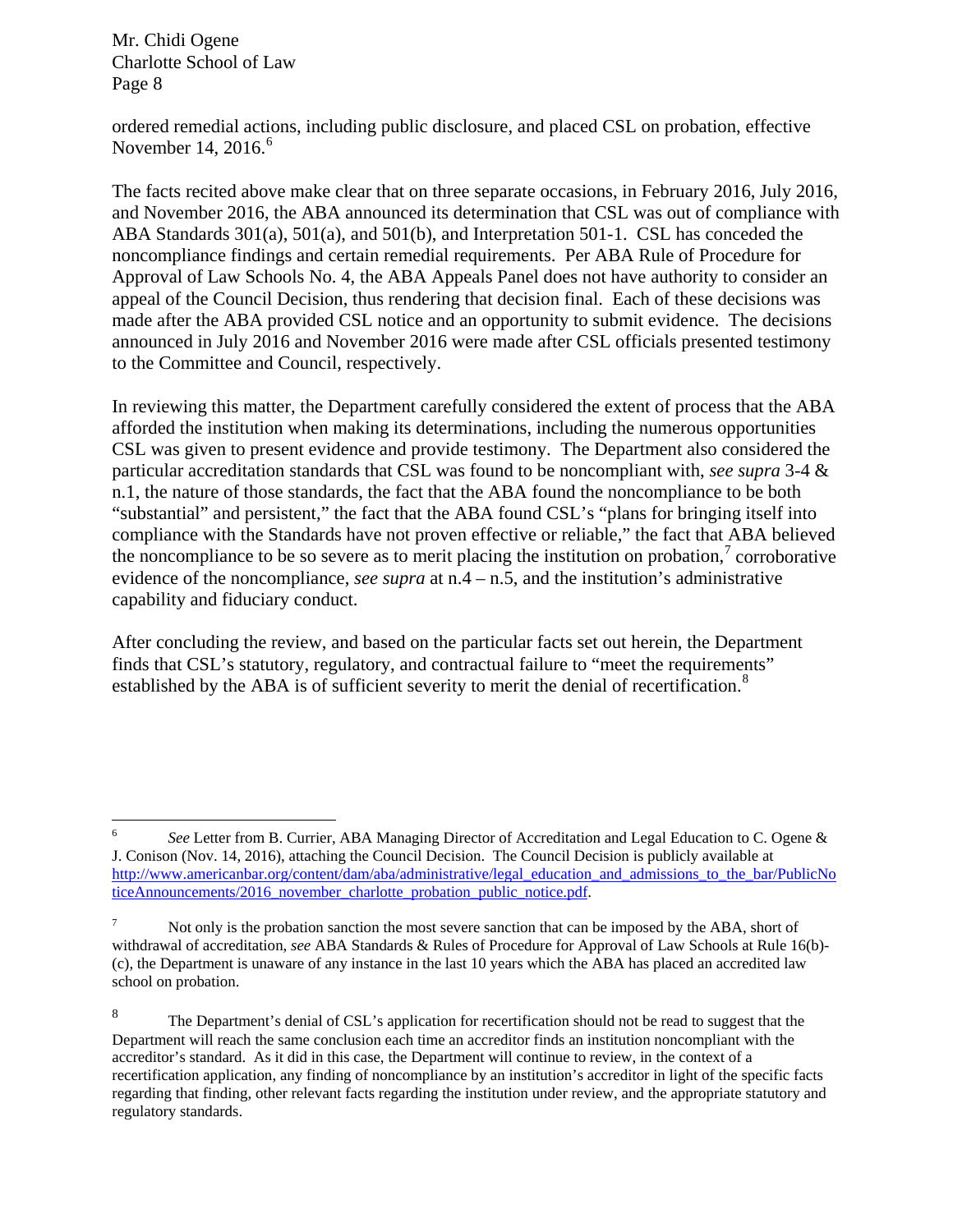ordered remedial actions, including public disclosure, and placed CSL on probation, effective November 14, 2016.[6]

The facts recited above make clear that on three separate occasions, in February 2016, July 2016, and November 2016, the ABA announced its determination that CSL was out of compliance with ABA Standards 301(a), 501(a), and 501(b), and Interpretation 501-1. CSL has conceded the noncompliance findings and certain remedial requirements. Per ABA Rule of Procedure for Approval of Law Schools No. 4, the ABA Appeals Panel does not have authority to consider an appeal of the Council Decision, thus rendering that decision final. Each of these decisions was made after the ABA provided CSL notice and an opportunity to submit evidence. The decisions announced in July 2016 and November 2016 were made after CSL officials presented testimony to the Committee and Council, respectively.

In reviewing this matter, the Department carefully considered the extent of process that the ABA afforded the institution when making its determinations, including the numerous opportunities CSL was given to present evidence and provide testimony. The Department also considered the particular accreditation standards that CSL was found to be noncompliant with, *see supra* 3-4 & n.1, the nature of those standards, the fact that the ABA found the noncompliance to be both "substantial" and persistent," the fact that the ABA found CSL's "plans for bringing itself into compliance with the Standards have not proven effective or reliable," the fact that ABA believed the noncompliance to be so severe as to merit placing the institution on probation,[7] corroborative evidence of the noncompliance, *see supra* at n.4 – n.5, and the institution's administrative capability and fiduciary conduct.

After concluding the review, and based on the particular facts set out herein, the Department finds that CSL's statutory, regulatory, and contractual failure to "meet the requirements" established by the ABA is of sufficient severity to merit the denial of recertification.[8]

---

[6] *See* Letter from B. Currier, ABA Managing Director of Accreditation and Legal Education to C. Ogene & J. Conison (Nov. 14, 2016), attaching the Council Decision. The Council Decision is publicly available at http://www.americanbar.org/content/dam/aba/administrative/legal_education_and_admissions_to_the_bar/PublicNoticeAnnouncements/2016_november_charlotte_probation_public_notice.pdf.

[7] Not only is the probation sanction the most severe sanction that can be imposed by the ABA, short of withdrawal of accreditation, *see* ABA Standards & Rules of Procedure for Approval of Law Schools at Rule 16(b)-(c), the Department is unaware of any instance in the last 10 years which the ABA has placed an accredited law school on probation.

[8] The Department's denial of CSL's application for recertification should not be read to suggest that the Department will reach the same conclusion each time an accreditor finds an institution noncompliant with the accreditor's standard. As it did in this case, the Department will continue to review, in the context of a recertification application, any finding of noncompliance by an institution's accreditor in light of the specific facts regarding that finding, other relevant facts regarding the institution under review, and the appropriate statutory and regulatory standards.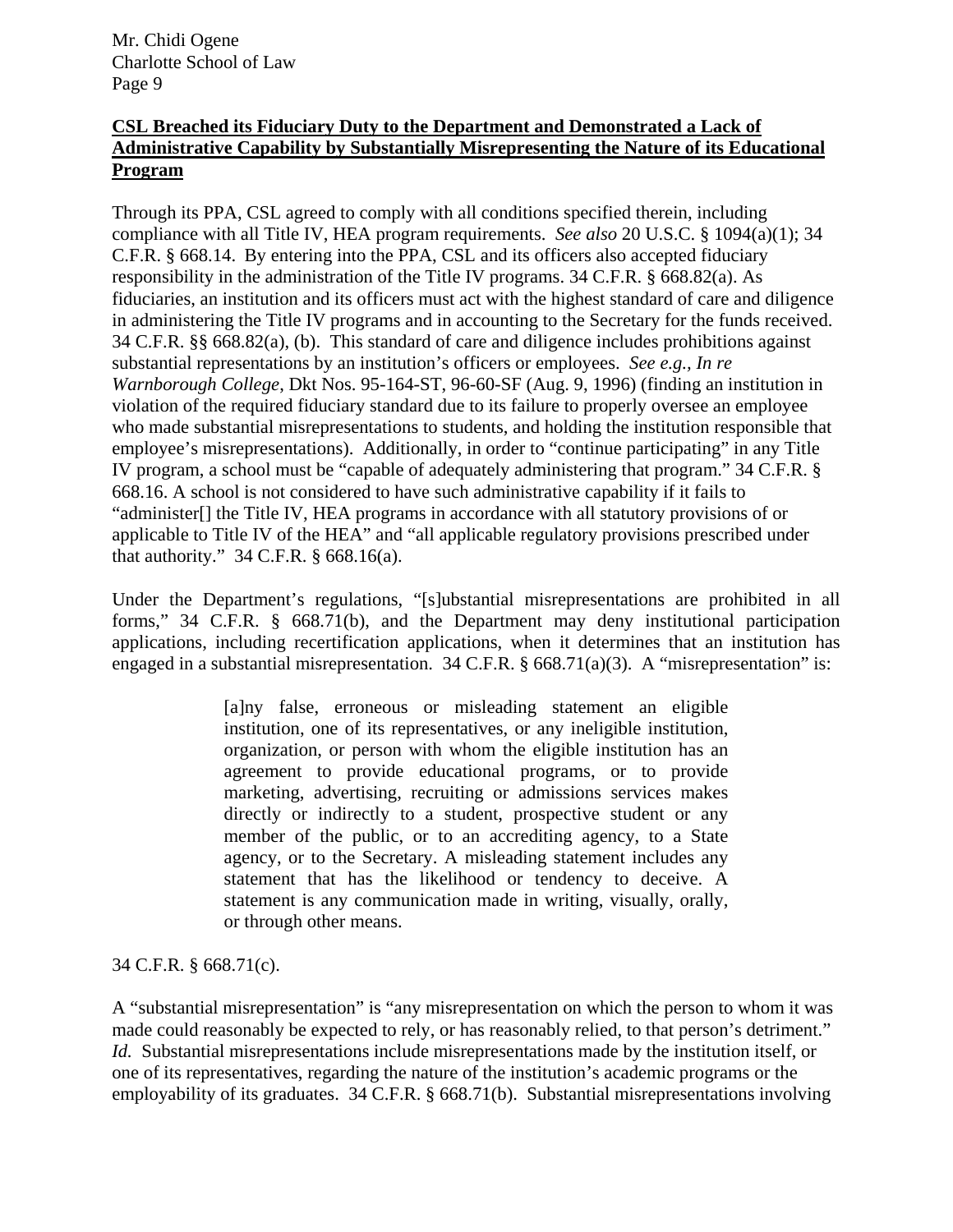**CSL Breached its Fiduciary Duty to the Department and Demonstrated a Lack of Administrative Capability by Substantially Misrepresenting the Nature of its Educational Program**

Through its PPA, CSL agreed to comply with all conditions specified therein, including compliance with all Title IV, HEA program requirements. *See also* 20 U.S.C. § 1094(a)(1); 34 C.F.R. § 668.14. By entering into the PPA, CSL and its officers also accepted fiduciary responsibility in the administration of the Title IV programs. 34 C.F.R. § 668.82(a). As fiduciaries, an institution and its officers must act with the highest standard of care and diligence in administering the Title IV programs and in accounting to the Secretary for the funds received. 34 C.F.R. §§ 668.82(a), (b). This standard of care and diligence includes prohibitions against substantial representations by an institution's officers or employees. *See e.g., In re Warnborough College*, Dkt Nos. 95-164-ST, 96-60-SF (Aug. 9, 1996) (finding an institution in violation of the required fiduciary standard due to its failure to properly oversee an employee who made substantial misrepresentations to students, and holding the institution responsible that employee's misrepresentations). Additionally, in order to "continue participating" in any Title IV program, a school must be "capable of adequately administering that program." 34 C.F.R. § 668.16. A school is not considered to have such administrative capability if it fails to "administer[] the Title IV, HEA programs in accordance with all statutory provisions of or applicable to Title IV of the HEA" and "all applicable regulatory provisions prescribed under that authority." 34 C.F.R. § 668.16(a).

Under the Department's regulations, "[s]ubstantial misrepresentations are prohibited in all forms," 34 C.F.R. § 668.71(b), and the Department may deny institutional participation applications, including recertification applications, when it determines that an institution has engaged in a substantial misrepresentation. 34 C.F.R. § 668.71(a)(3). A "misrepresentation" is:

> [a]ny false, erroneous or misleading statement an eligible institution, one of its representatives, or any ineligible institution, organization, or person with whom the eligible institution has an agreement to provide educational programs, or to provide marketing, advertising, recruiting or admissions services makes directly or indirectly to a student, prospective student or any member of the public, or to an accrediting agency, to a State agency, or to the Secretary. A misleading statement includes any statement that has the likelihood or tendency to deceive. A statement is any communication made in writing, visually, orally, or through other means.

34 C.F.R. § 668.71(c).

A "substantial misrepresentation" is "any misrepresentation on which the person to whom it was made could reasonably be expected to rely, or has reasonably relied, to that person's detriment." *Id.* Substantial misrepresentations include misrepresentations made by the institution itself, or one of its representatives, regarding the nature of the institution's academic programs or the employability of its graduates. 34 C.F.R. § 668.71(b). Substantial misrepresentations involving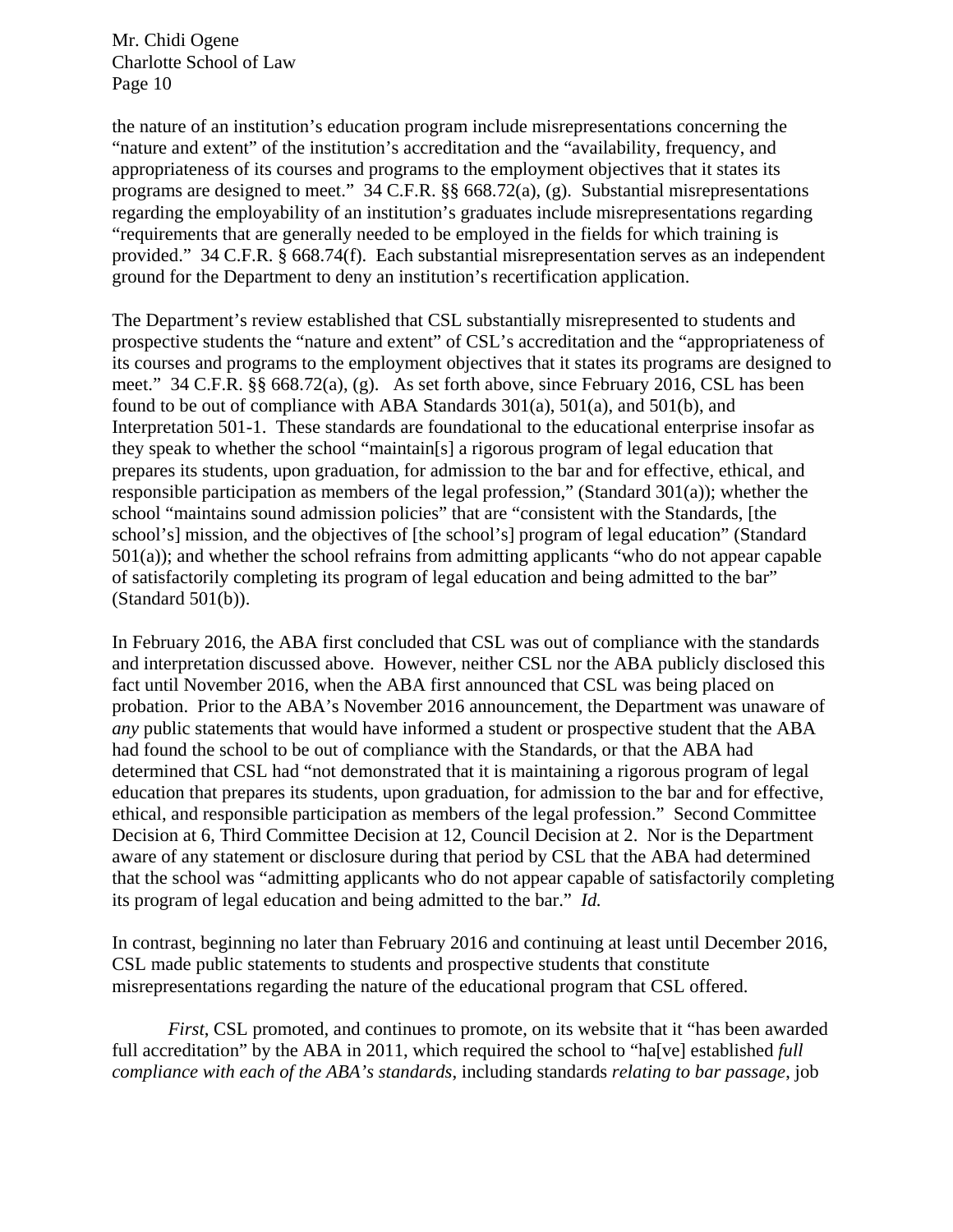the nature of an institution's education program include misrepresentations concerning the "nature and extent" of the institution's accreditation and the "availability, frequency, and appropriateness of its courses and programs to the employment objectives that it states its programs are designed to meet." 34 C.F.R. §§ 668.72(a), (g). Substantial misrepresentations regarding the employability of an institution's graduates include misrepresentations regarding "requirements that are generally needed to be employed in the fields for which training is provided." 34 C.F.R. § 668.74(f). Each substantial misrepresentation serves as an independent ground for the Department to deny an institution's recertification application.

The Department's review established that CSL substantially misrepresented to students and prospective students the "nature and extent" of CSL's accreditation and the "appropriateness of its courses and programs to the employment objectives that it states its programs are designed to meet." 34 C.F.R. §§ 668.72(a), (g). As set forth above, since February 2016, CSL has been found to be out of compliance with ABA Standards 301(a), 501(a), and 501(b), and Interpretation 501-1. These standards are foundational to the educational enterprise insofar as they speak to whether the school "maintain[s] a rigorous program of legal education that prepares its students, upon graduation, for admission to the bar and for effective, ethical, and responsible participation as members of the legal profession," (Standard 301(a)); whether the school "maintains sound admission policies" that are "consistent with the Standards, [the school's] mission, and the objectives of [the school's] program of legal education" (Standard 501(a)); and whether the school refrains from admitting applicants "who do not appear capable of satisfactorily completing its program of legal education and being admitted to the bar" (Standard 501(b)).

In February 2016, the ABA first concluded that CSL was out of compliance with the standards and interpretation discussed above. However, neither CSL nor the ABA publicly disclosed this fact until November 2016, when the ABA first announced that CSL was being placed on probation. Prior to the ABA's November 2016 announcement, the Department was unaware of *any* public statements that would have informed a student or prospective student that the ABA had found the school to be out of compliance with the Standards, or that the ABA had determined that CSL had "not demonstrated that it is maintaining a rigorous program of legal education that prepares its students, upon graduation, for admission to the bar and for effective, ethical, and responsible participation as members of the legal profession." Second Committee Decision at 6, Third Committee Decision at 12, Council Decision at 2. Nor is the Department aware of any statement or disclosure during that period by CSL that the ABA had determined that the school was "admitting applicants who do not appear capable of satisfactorily completing its program of legal education and being admitted to the bar." *Id.*

In contrast, beginning no later than February 2016 and continuing at least until December 2016, CSL made public statements to students and prospective students that constitute misrepresentations regarding the nature of the educational program that CSL offered.

*First*, CSL promoted, and continues to promote, on its website that it "has been awarded full accreditation" by the ABA in 2011, which required the school to "ha[ve] established *full compliance with each of the ABA's standards*, including standards *relating to bar passage*, job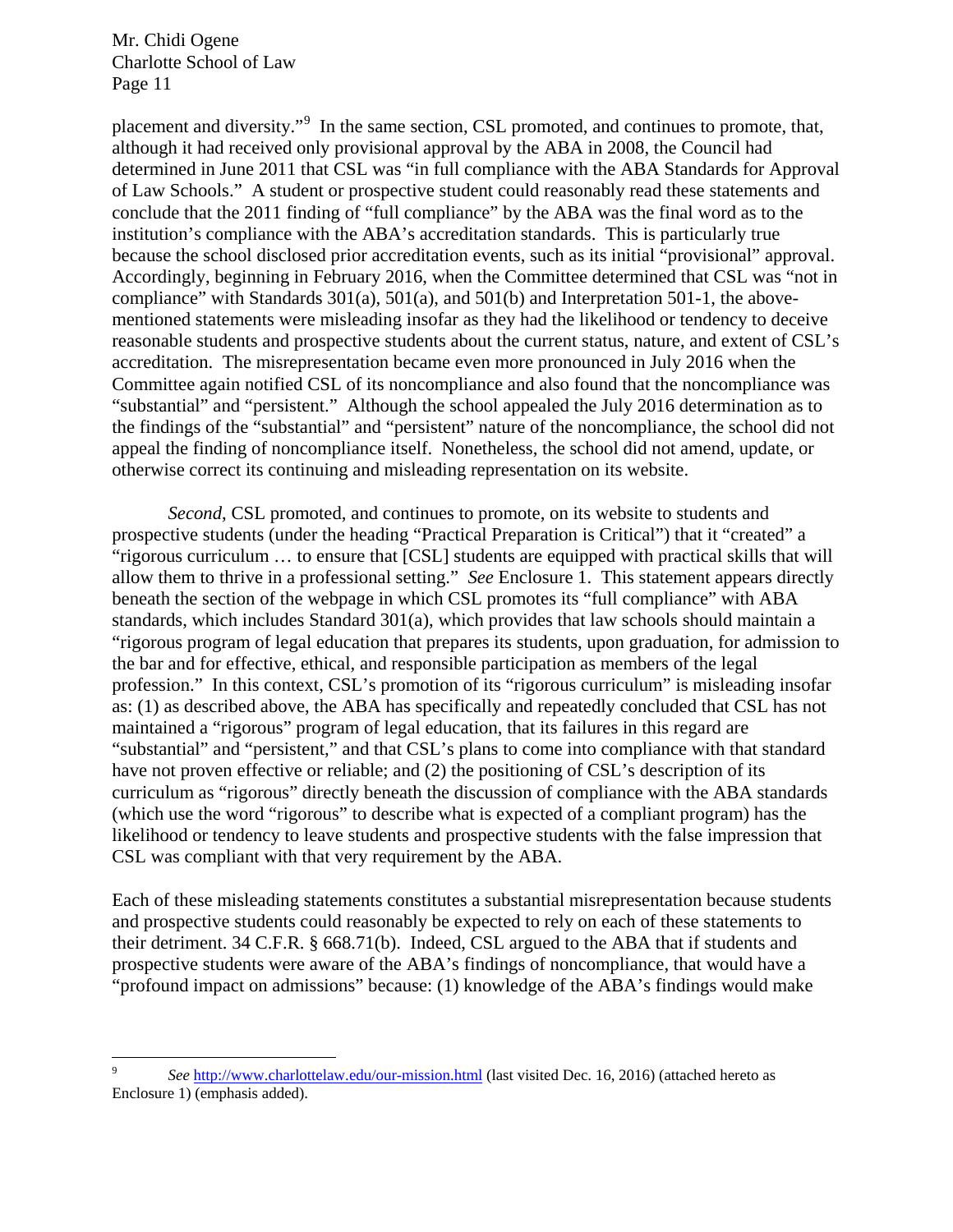placement and diversity."[9] In the same section, CSL promoted, and continues to promote, that, although it had received only provisional approval by the ABA in 2008, the Council had determined in June 2011 that CSL was "in full compliance with the ABA Standards for Approval of Law Schools." A student or prospective student could reasonably read these statements and conclude that the 2011 finding of "full compliance" by the ABA was the final word as to the institution's compliance with the ABA's accreditation standards. This is particularly true because the school disclosed prior accreditation events, such as its initial "provisional" approval. Accordingly, beginning in February 2016, when the Committee determined that CSL was "not in compliance" with Standards 301(a), 501(a), and 501(b) and Interpretation 501-1, the above-mentioned statements were misleading insofar as they had the likelihood or tendency to deceive reasonable students and prospective students about the current status, nature, and extent of CSL's accreditation. The misrepresentation became even more pronounced in July 2016 when the Committee again notified CSL of its noncompliance and also found that the noncompliance was "substantial" and "persistent." Although the school appealed the July 2016 determination as to the findings of the "substantial" and "persistent" nature of the noncompliance, the school did not appeal the finding of noncompliance itself. Nonetheless, the school did not amend, update, or otherwise correct its continuing and misleading representation on its website.

*Second*, CSL promoted, and continues to promote, on its website to students and prospective students (under the heading "Practical Preparation is Critical") that it "created" a "rigorous curriculum … to ensure that [CSL] students are equipped with practical skills that will allow them to thrive in a professional setting." *See* Enclosure 1. This statement appears directly beneath the section of the webpage in which CSL promotes its "full compliance" with ABA standards, which includes Standard 301(a), which provides that law schools should maintain a "rigorous program of legal education that prepares its students, upon graduation, for admission to the bar and for effective, ethical, and responsible participation as members of the legal profession." In this context, CSL's promotion of its "rigorous curriculum" is misleading insofar as: (1) as described above, the ABA has specifically and repeatedly concluded that CSL has not maintained a "rigorous" program of legal education, that its failures in this regard are "substantial" and "persistent," and that CSL's plans to come into compliance with that standard have not proven effective or reliable; and (2) the positioning of CSL's description of its curriculum as "rigorous" directly beneath the discussion of compliance with the ABA standards (which use the word "rigorous" to describe what is expected of a compliant program) has the likelihood or tendency to leave students and prospective students with the false impression that CSL was compliant with that very requirement by the ABA.

Each of these misleading statements constitutes a substantial misrepresentation because students and prospective students could reasonably be expected to rely on each of these statements to their detriment. 34 C.F.R. § 668.71(b). Indeed, CSL argued to the ABA that if students and prospective students were aware of the ABA's findings of noncompliance, that would have a "profound impact on admissions" because: (1) knowledge of the ABA's findings would make

---

[9] *See* http://www.charlottelaw.edu/our-mission.html (last visited Dec. 16, 2016) (attached hereto as Enclosure 1) (emphasis added).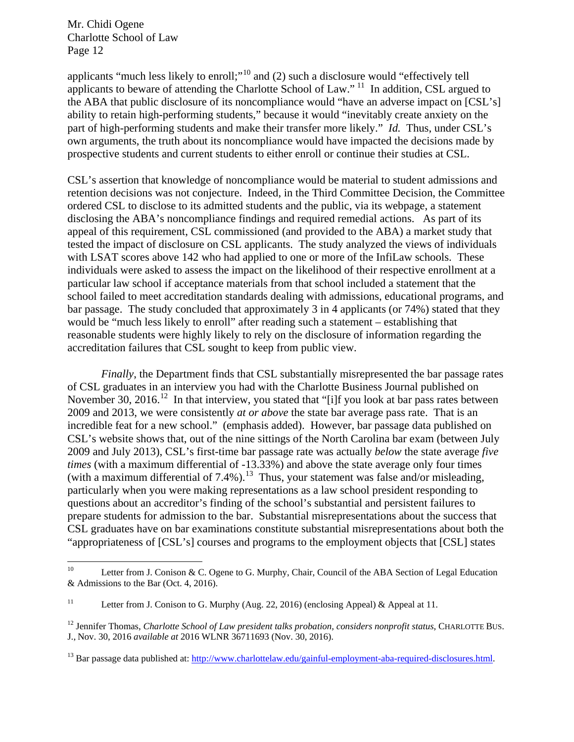applicants "much less likely to enroll;"[10] and (2) such a disclosure would "effectively tell applicants to beware of attending the Charlotte School of Law." [11] In addition, CSL argued to the ABA that public disclosure of its noncompliance would "have an adverse impact on [CSL's] ability to retain high-performing students," because it would "inevitably create anxiety on the part of high-performing students and make their transfer more likely." *Id.* Thus, under CSL's own arguments, the truth about its noncompliance would have impacted the decisions made by prospective students and current students to either enroll or continue their studies at CSL.

CSL's assertion that knowledge of noncompliance would be material to student admissions and retention decisions was not conjecture. Indeed, in the Third Committee Decision, the Committee ordered CSL to disclose to its admitted students and the public, via its webpage, a statement disclosing the ABA's noncompliance findings and required remedial actions. As part of its appeal of this requirement, CSL commissioned (and provided to the ABA) a market study that tested the impact of disclosure on CSL applicants. The study analyzed the views of individuals with LSAT scores above 142 who had applied to one or more of the InfiLaw schools. These individuals were asked to assess the impact on the likelihood of their respective enrollment at a particular law school if acceptance materials from that school included a statement that the school failed to meet accreditation standards dealing with admissions, educational programs, and bar passage. The study concluded that approximately 3 in 4 applicants (or 74%) stated that they would be "much less likely to enroll" after reading such a statement – establishing that reasonable students were highly likely to rely on the disclosure of information regarding the accreditation failures that CSL sought to keep from public view.

*Finally*, the Department finds that CSL substantially misrepresented the bar passage rates of CSL graduates in an interview you had with the Charlotte Business Journal published on November 30, 2016.[12] In that interview, you stated that "[i]f you look at bar pass rates between 2009 and 2013, we were consistently *at or above* the state bar average pass rate. That is an incredible feat for a new school." (emphasis added). However, bar passage data published on CSL's website shows that, out of the nine sittings of the North Carolina bar exam (between July 2009 and July 2013), CSL's first-time bar passage rate was actually *below* the state average *five times* (with a maximum differential of -13.33%) and above the state average only four times (with a maximum differential of 7.4%).[13] Thus, your statement was false and/or misleading, particularly when you were making representations as a law school president responding to questions about an accreditor's finding of the school's substantial and persistent failures to prepare students for admission to the bar. Substantial misrepresentations about the success that CSL graduates have on bar examinations constitute substantial misrepresentations about both the "appropriateness of [CSL's] courses and programs to the employment objects that [CSL] states

---

[10] Letter from J. Conison & C. Ogene to G. Murphy, Chair, Council of the ABA Section of Legal Education & Admissions to the Bar (Oct. 4, 2016).

[11] Letter from J. Conison to G. Murphy (Aug. 22, 2016) (enclosing Appeal) & Appeal at 11.

[12] Jennifer Thomas, *Charlotte School of Law president talks probation, considers nonprofit status*, CHARLOTTE BUS. J., Nov. 30, 2016 *available at* 2016 WLNR 36711693 (Nov. 30, 2016).

[13] Bar passage data published at: http://www.charlottelaw.edu/gainful-employment-aba-required-disclosures.html.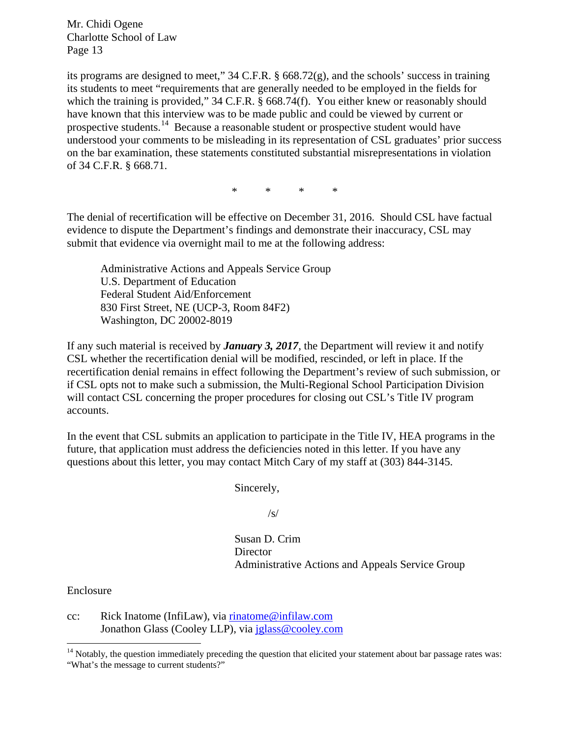its programs are designed to meet," 34 C.F.R. § 668.72(g), and the schools' success in training its students to meet "requirements that are generally needed to be employed in the fields for which the training is provided," 34 C.F.R. § 668.74(f). You either knew or reasonably should have known that this interview was to be made public and could be viewed by current or prospective students.[14] Because a reasonable student or prospective student would have understood your comments to be misleading in its representation of CSL graduates' prior success on the bar examination, these statements constituted substantial misrepresentations in violation of 34 C.F.R. § 668.71.

\* \* \* \*

The denial of recertification will be effective on December 31, 2016. Should CSL have factual evidence to dispute the Department's findings and demonstrate their inaccuracy, CSL may submit that evidence via overnight mail to me at the following address:

> Administrative Actions and Appeals Service Group
> U.S. Department of Education
> Federal Student Aid/Enforcement
> 830 First Street, NE (UCP-3, Room 84F2)
> Washington, DC 20002-8019

If any such material is received by ***January 3, 2017***, the Department will review it and notify CSL whether the recertification denial will be modified, rescinded, or left in place. If the recertification denial remains in effect following the Department's review of such submission, or if CSL opts not to make such a submission, the Multi-Regional School Participation Division will contact CSL concerning the proper procedures for closing out CSL's Title IV program accounts.

In the event that CSL submits an application to participate in the Title IV, HEA programs in the future, that application must address the deficiencies noted in this letter. If you have any questions about this letter, you may contact Mitch Cary of my staff at (303) 844-3145.

Sincerely,

/s/

Susan D. Crim
Director
Administrative Actions and Appeals Service Group

Enclosure

cc: Rick Inatome (InfiLaw), via rinatome@infilaw.com
Jonathon Glass (Cooley LLP), via jglass@cooley.com

---

[14] Notably, the question immediately preceding the question that elicited your statement about bar passage rates was: "What's the message to current students?"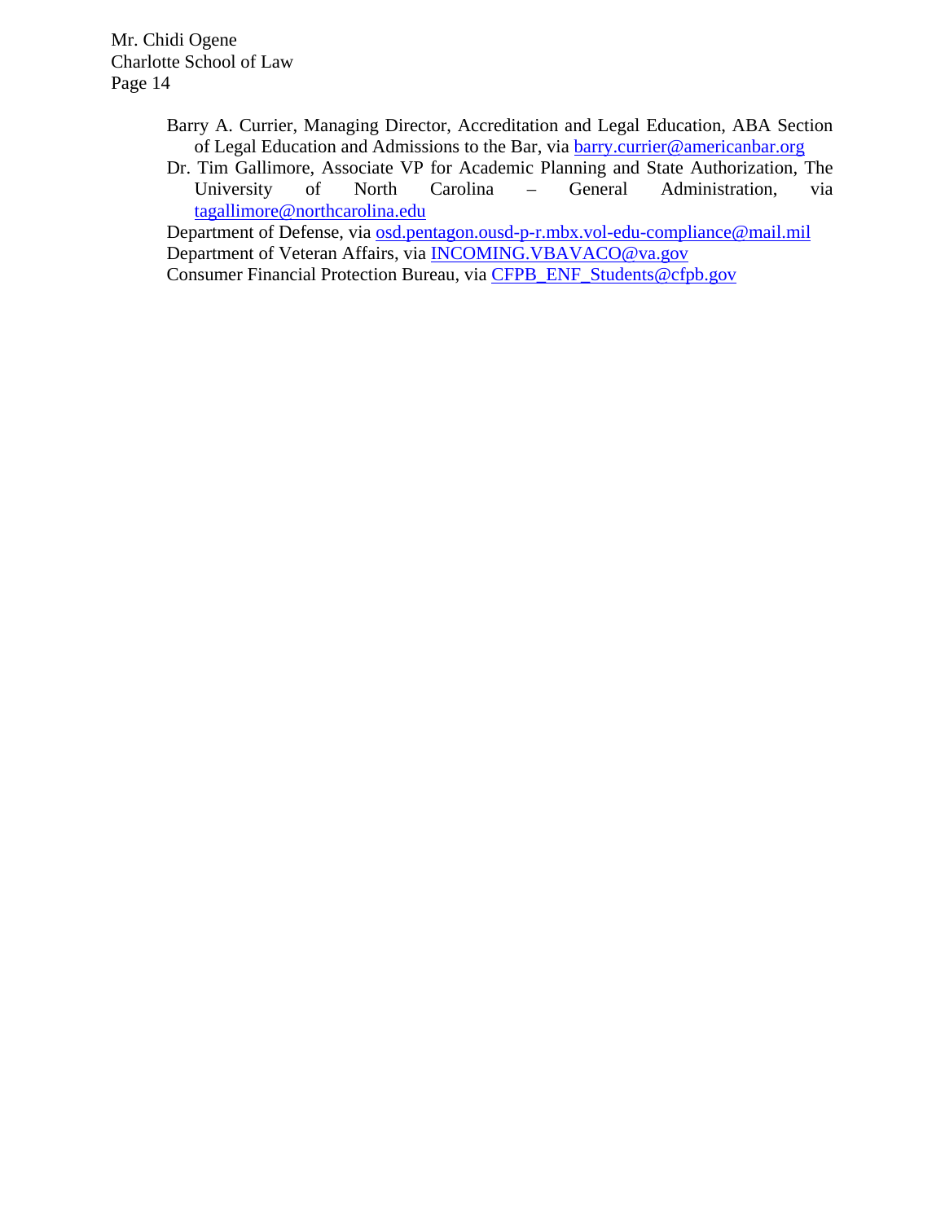Barry A. Currier, Managing Director, Accreditation and Legal Education, ABA Section of Legal Education and Admissions to the Bar, via barry.currier@americanbar.org

Dr. Tim Gallimore, Associate VP for Academic Planning and State Authorization, The University of North Carolina – General Administration, via tagallimore@northcarolina.edu

Department of Defense, via osd.pentagon.ousd-p-r.mbx.vol-edu-compliance@mail.mil

Department of Veteran Affairs, via INCOMING.VBAVACO@va.gov

Consumer Financial Protection Bureau, via CFPB_ENF_Students@cfpb.gov